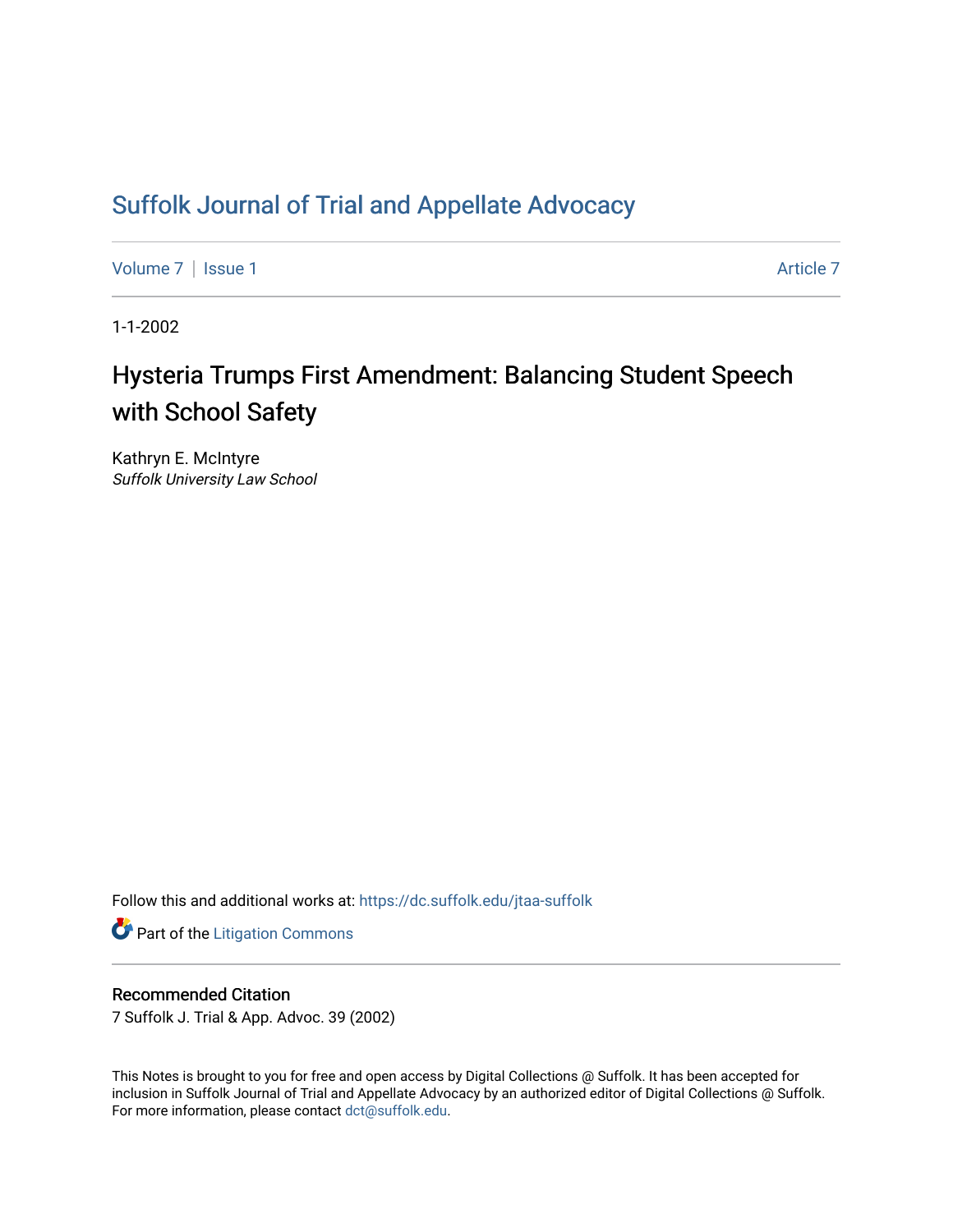# Suffolk Journal of Trial and Appellate Advocacy

Volume 7 | Issue 1 — Article 7

1-1-2002

## Hysteria Trumps First Amendment: Balancing Student Speech with School Safety

Kathryn E. McIntyre
*Suffolk University Law School*

Follow this and additional works at: https://dc.suffolk.edu/jtaa-suffolk

Part of the Litigation Commons

### Recommended Citation

7 Suffolk J. Trial & App. Advoc. 39 (2002)

This Notes is brought to you for free and open access by Digital Collections @ Suffolk. It has been accepted for inclusion in Suffolk Journal of Trial and Appellate Advocacy by an authorized editor of Digital Collections @ Suffolk. For more information, please contact dct@suffolk.edu.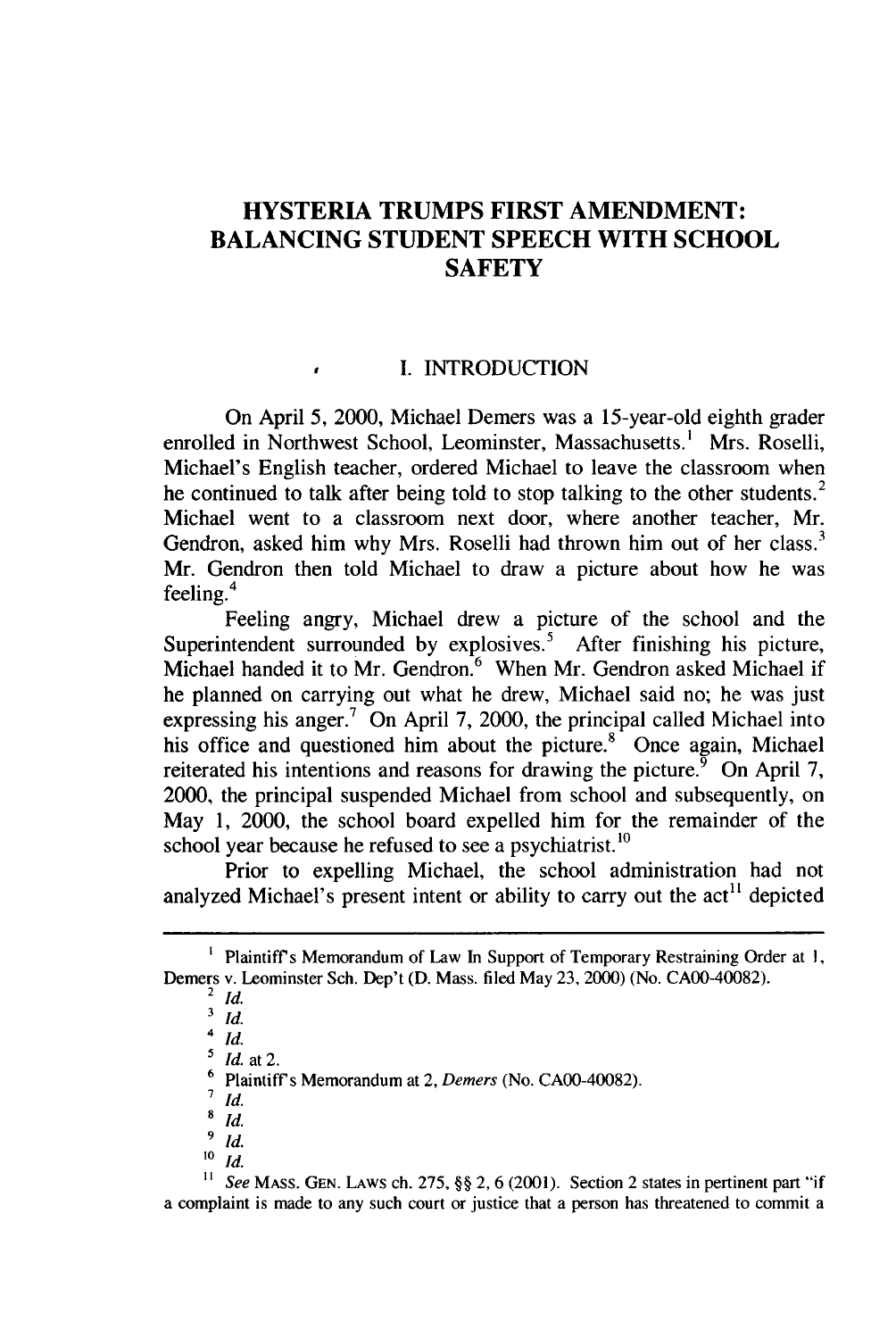# HYSTERIA TRUMPS FIRST AMENDMENT: BALANCING STUDENT SPEECH WITH SCHOOL SAFETY

## I. INTRODUCTION

On April 5, 2000, Michael Demers was a 15-year-old eighth grader enrolled in Northwest School, Leominster, Massachusetts.[1] Mrs. Roselli, Michael's English teacher, ordered Michael to leave the classroom when he continued to talk after being told to stop talking to the other students.[2] Michael went to a classroom next door, where another teacher, Mr. Gendron, asked him why Mrs. Roselli had thrown him out of her class.[3] Mr. Gendron then told Michael to draw a picture about how he was feeling.[4]

Feeling angry, Michael drew a picture of the school and the Superintendent surrounded by explosives.[5] After finishing his picture, Michael handed it to Mr. Gendron.[6] When Mr. Gendron asked Michael if he planned on carrying out what he drew, Michael said no; he was just expressing his anger.[7] On April 7, 2000, the principal called Michael into his office and questioned him about the picture.[8] Once again, Michael reiterated his intentions and reasons for drawing the picture.[9] On April 7, 2000, the principal suspended Michael from school and subsequently, on May 1, 2000, the school board expelled him for the remainder of the school year because he refused to see a psychiatrist.[10]

Prior to expelling Michael, the school administration had not analyzed Michael's present intent or ability to carry out the act[11] depicted

---

[1] Plaintiff's Memorandum of Law In Support of Temporary Restraining Order at 1, Demers v. Leominster Sch. Dep't (D. Mass. filed May 23, 2000) (No. CA00-40082).

[2] *Id.*

[3] *Id.*

[4] *Id.*

[5] *Id.* at 2.

[6] Plaintiff's Memorandum at 2, *Demers* (No. CA00-40082).

[7] *Id.*

[8] *Id.*

[9] *Id.*

[10] *Id.*

[11] *See* MASS. GEN. LAWS ch. 275, §§ 2, 6 (2001). Section 2 states in pertinent part "if a complaint is made to any such court or justice that a person has threatened to commit a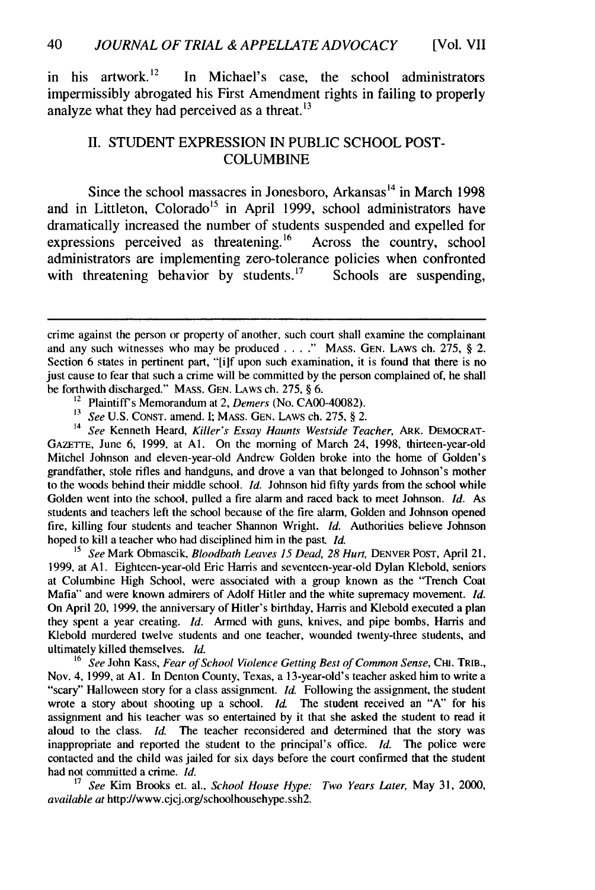in his artwork.[12] In Michael's case, the school administrators impermissibly abrogated his First Amendment rights in failing to properly analyze what they had perceived as a threat.[13]

## II. STUDENT EXPRESSION IN PUBLIC SCHOOL POST-COLUMBINE

Since the school massacres in Jonesboro, Arkansas[14] in March 1998 and in Littleton, Colorado[15] in April 1999, school administrators have dramatically increased the number of students suspended and expelled for expressions perceived as threatening.[16] Across the country, school administrators are implementing zero-tolerance policies when confronted with threatening behavior by students.[17] Schools are suspending,

---

crime against the person or property of another, such court shall examine the complainant and any such witnesses who may be produced . . . ." MASS. GEN. LAWS ch. 275, § 2. Section 6 states in pertinent part, "[i]f upon such examination, it is found that there is no just cause to fear that such a crime will be committed by the person complained of, he shall be forthwith discharged." MASS. GEN. LAWS ch. 275, § 6.

[12] Plaintiff's Memorandum at 2, *Demers* (No. CA00-40082).

[13] *See* U.S. CONST. amend. I; MASS. GEN. LAWS ch. 275, § 2.

[14] *See* Kenneth Heard, *Killer's Essay Haunts Westside Teacher*, ARK. DEMOCRAT-GAZETTE, June 6, 1999, at A1. On the morning of March 24, 1998, thirteen-year-old Mitchel Johnson and eleven-year-old Andrew Golden broke into the home of Golden's grandfather, stole rifles and handguns, and drove a van that belonged to Johnson's mother to the woods behind their middle school. *Id.* Johnson hid fifty yards from the school while Golden went into the school, pulled a fire alarm and raced back to meet Johnson. *Id.* As students and teachers left the school because of the fire alarm, Golden and Johnson opened fire, killing four students and teacher Shannon Wright. *Id.* Authorities believe Johnson hoped to kill a teacher who had disciplined him in the past. *Id.*

[15] *See* Mark Obmascik, *Bloodbath Leaves 15 Dead, 28 Hurt*, DENVER POST, April 21, 1999, at A1. Eighteen-year-old Eric Harris and seventeen-year-old Dylan Klebold, seniors at Columbine High School, were associated with a group known as the "Trench Coat Mafia" and were known admirers of Adolf Hitler and the white supremacy movement. *Id.* On April 20, 1999, the anniversary of Hitler's birthday, Harris and Klebold executed a plan they spent a year creating. *Id.* Armed with guns, knives, and pipe bombs, Harris and Klebold murdered twelve students and one teacher, wounded twenty-three students, and ultimately killed themselves. *Id.*

[16] *See* John Kass, *Fear of School Violence Getting Best of Common Sense*, CHI. TRIB., Nov. 4, 1999, at A1. In Denton County, Texas, a 13-year-old's teacher asked him to write a "scary" Halloween story for a class assignment. *Id.* Following the assignment, the student wrote a story about shooting up a school. *Id.* The student received an "A" for his assignment and his teacher was so entertained by it that she asked the student to read it aloud to the class. *Id.* The teacher reconsidered and determined that the story was inappropriate and reported the student to the principal's office. *Id.* The police were contacted and the child was jailed for six days before the court confirmed that the student had not committed a crime. *Id.*

[17] *See* Kim Brooks et. al., *School House Hype: Two Years Later*, May 31, 2000, *available at* http://www.cjcj.org/schoolhousehype.ssh2.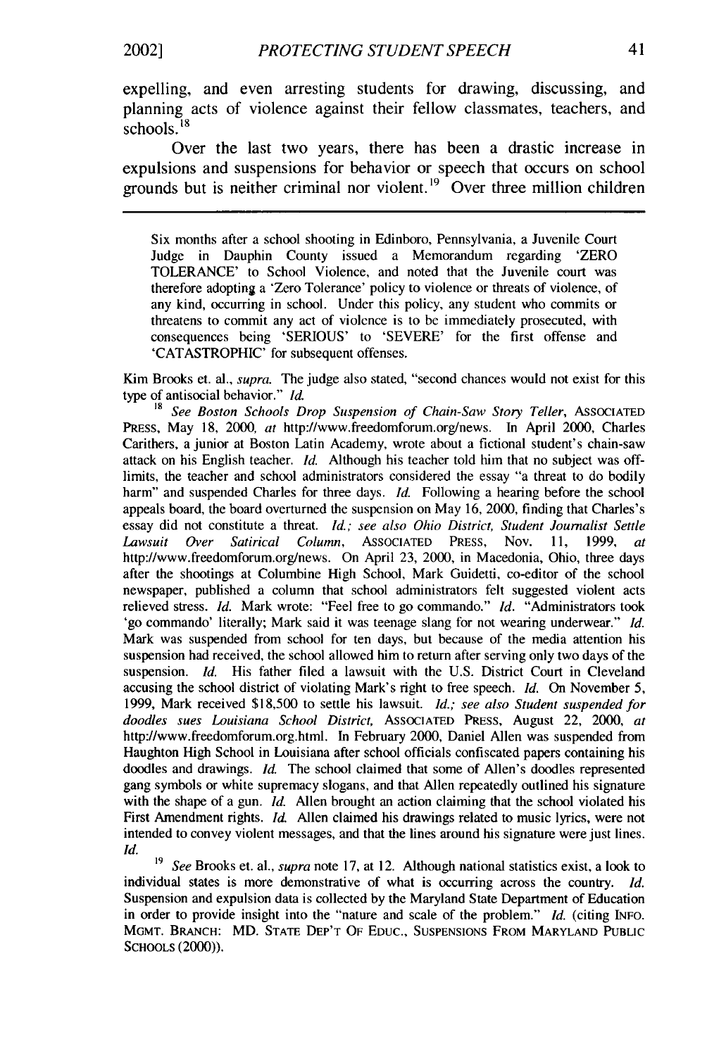expelling, and even arresting students for drawing, discussing, and planning acts of violence against their fellow classmates, teachers, and schools.[18]

Over the last two years, there has been a drastic increase in expulsions and suspensions for behavior or speech that occurs on school grounds but is neither criminal nor violent.[19] Over three million children

---

> Six months after a school shooting in Edinboro, Pennsylvania, a Juvenile Court Judge in Dauphin County issued a Memorandum regarding 'ZERO TOLERANCE' to School Violence, and noted that the Juvenile court was therefore adopting a 'Zero Tolerance' policy to violence or threats of violence, of any kind, occurring in school. Under this policy, any student who commits or threatens to commit any act of violence is to be immediately prosecuted, with consequences being 'SERIOUS' to 'SEVERE' for the first offense and 'CATASTROPHIC' for subsequent offenses.

Kim Brooks et. al., *supra*. The judge also stated, "second chances would not exist for this type of antisocial behavior." *Id.*

[18] *See Boston Schools Drop Suspension of Chain-Saw Story Teller*, ASSOCIATED PRESS, May 18, 2000, *at* http://www.freedomforum.org/news. In April 2000, Charles Carithers, a junior at Boston Latin Academy, wrote about a fictional student's chain-saw attack on his English teacher. *Id.* Although his teacher told him that no subject was off-limits, the teacher and school administrators considered the essay "a threat to do bodily harm" and suspended Charles for three days. *Id.* Following a hearing before the school appeals board, the board overturned the suspension on May 16, 2000, finding that Charles's essay did not constitute a threat. *Id.; see also Ohio District, Student Journalist Settle Lawsuit Over Satirical Column*, ASSOCIATED PRESS, Nov. 11, 1999, *at* http://www.freedomforum.org/news. On April 23, 2000, in Macedonia, Ohio, three days after the shootings at Columbine High School, Mark Guidetti, co-editor of the school newspaper, published a column that school administrators felt suggested violent acts relieved stress. *Id.* Mark wrote: "Feel free to go commando." *Id.* "Administrators took 'go commando' literally; Mark said it was teenage slang for not wearing underwear." *Id.* Mark was suspended from school for ten days, but because of the media attention his suspension had received, the school allowed him to return after serving only two days of the suspension. *Id.* His father filed a lawsuit with the U.S. District Court in Cleveland accusing the school district of violating Mark's right to free speech. *Id.* On November 5, 1999, Mark received $18,500 to settle his lawsuit. *Id.; see also Student suspended for doodles sues Louisiana School District*, ASSOCIATED PRESS, August 22, 2000, *at* http://www.freedomforum.org.html. In February 2000, Daniel Allen was suspended from Haughton High School in Louisiana after school officials confiscated papers containing his doodles and drawings. *Id.* The school claimed that some of Allen's doodles represented gang symbols or white supremacy slogans, and that Allen repeatedly outlined his signature with the shape of a gun. *Id.* Allen brought an action claiming that the school violated his First Amendment rights. *Id.* Allen claimed his drawings related to music lyrics, were not intended to convey violent messages, and that the lines around his signature were just lines. *Id.*

[19] *See* Brooks et. al., *supra* note 17, at 12. Although national statistics exist, a look to individual states is more demonstrative of what is occurring across the country. *Id.* Suspension and expulsion data is collected by the Maryland State Department of Education in order to provide insight into the "nature and scale of the problem." *Id.* (citing INFO. MGMT. BRANCH: MD. STATE DEP'T OF EDUC., SUSPENSIONS FROM MARYLAND PUBLIC SCHOOLS (2000)).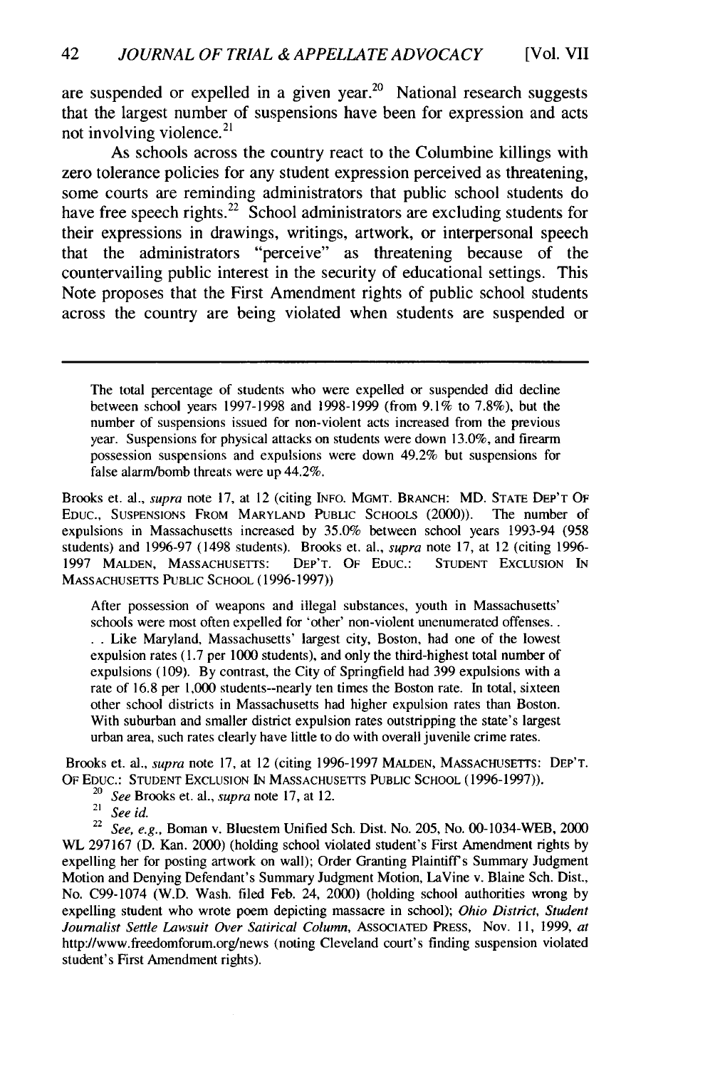are suspended or expelled in a given year.[20] National research suggests that the largest number of suspensions have been for expression and acts not involving violence.[21]

As schools across the country react to the Columbine killings with zero tolerance policies for any student expression perceived as threatening, some courts are reminding administrators that public school students do have free speech rights.[22] School administrators are excluding students for their expressions in drawings, writings, artwork, or interpersonal speech that the administrators "perceive" as threatening because of the countervailing public interest in the security of educational settings. This Note proposes that the First Amendment rights of public school students across the country are being violated when students are suspended or

---

> The total percentage of students who were expelled or suspended did decline between school years 1997-1998 and 1998-1999 (from 9.1% to 7.8%), but the number of suspensions issued for non-violent acts increased from the previous year. Suspensions for physical attacks on students were down 13.0%, and firearm possession suspensions and expulsions were down 49.2% but suspensions for false alarm/bomb threats were up 44.2%.

Brooks et. al., *supra* note 17, at 12 (citing INFO. MGMT. BRANCH: MD. STATE DEP'T OF EDUC., SUSPENSIONS FROM MARYLAND PUBLIC SCHOOLS (2000)). The number of expulsions in Massachusetts increased by 35.0% between school years 1993-94 (958 students) and 1996-97 (1498 students). Brooks et. al., *supra* note 17, at 12 (citing 1996-1997 MALDEN, MASSACHUSETTS: DEP'T. OF EDUC.: STUDENT EXCLUSION IN MASSACHUSETTS PUBLIC SCHOOL (1996-1997))

> After possession of weapons and illegal substances, youth in Massachusetts' schools were most often expelled for 'other' non-violent unenumerated offenses. . . . Like Maryland, Massachusetts' largest city, Boston, had one of the lowest expulsion rates (1.7 per 1000 students), and only the third-highest total number of expulsions (109). By contrast, the City of Springfield had 399 expulsions with a rate of 16.8 per 1,000 students--nearly ten times the Boston rate. In total, sixteen other school districts in Massachusetts had higher expulsion rates than Boston. With suburban and smaller district expulsion rates outstripping the state's largest urban area, such rates clearly have little to do with overall juvenile crime rates.

Brooks et. al., *supra* note 17, at 12 (citing 1996-1997 MALDEN, MASSACHUSETTS: DEP'T. OF EDUC.: STUDENT EXCLUSION IN MASSACHUSETTS PUBLIC SCHOOL (1996-1997)).

[20] *See* Brooks et. al., *supra* note 17, at 12.

[21] *See id.*

[22] *See, e.g.*, Boman v. Bluestem Unified Sch. Dist. No. 205, No. 00-1034-WEB, 2000 WL 297167 (D. Kan. 2000) (holding school violated student's First Amendment rights by expelling her for posting artwork on wall); Order Granting Plaintiff's Summary Judgment Motion and Denying Defendant's Summary Judgment Motion, LaVine v. Blaine Sch. Dist., No. C99-1074 (W.D. Wash. filed Feb. 24, 2000) (holding school authorities wrong by expelling student who wrote poem depicting massacre in school); *Ohio District, Student Journalist Settle Lawsuit Over Satirical Column*, ASSOCIATED PRESS, Nov. 11, 1999, *at* http://www.freedomforum.org/news (noting Cleveland court's finding suspension violated student's First Amendment rights).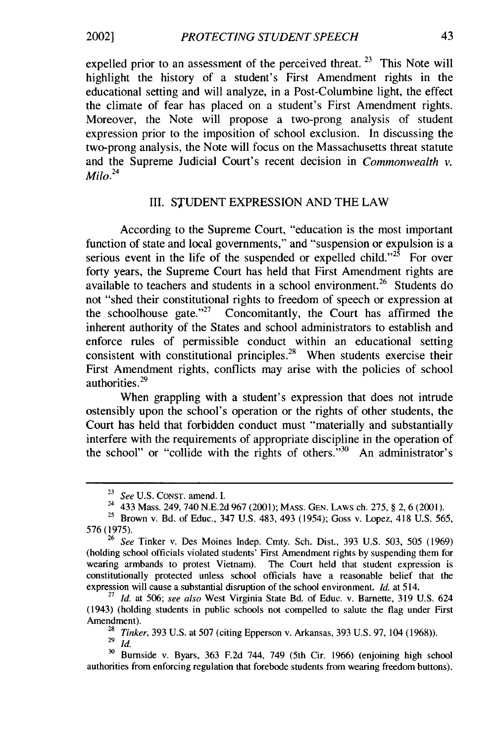expelled prior to an assessment of the perceived threat.[23] This Note will highlight the history of a student's First Amendment rights in the educational setting and will analyze, in a Post-Columbine light, the effect the climate of fear has placed on a student's First Amendment rights. Moreover, the Note will propose a two-prong analysis of student expression prior to the imposition of school exclusion. In discussing the two-prong analysis, the Note will focus on the Massachusetts threat statute and the Supreme Judicial Court's recent decision in *Commonwealth v. Milo*.[24]

## III. STUDENT EXPRESSION AND THE LAW

According to the Supreme Court, "education is the most important function of state and local governments," and "suspension or expulsion is a serious event in the life of the suspended or expelled child."[25] For over forty years, the Supreme Court has held that First Amendment rights are available to teachers and students in a school environment.[26] Students do not "shed their constitutional rights to freedom of speech or expression at the schoolhouse gate."[27] Concomitantly, the Court has affirmed the inherent authority of the States and school administrators to establish and enforce rules of permissible conduct within an educational setting consistent with constitutional principles.[28] When students exercise their First Amendment rights, conflicts may arise with the policies of school authorities.[29]

When grappling with a student's expression that does not intrude ostensibly upon the school's operation or the rights of other students, the Court has held that forbidden conduct must "materially and substantially interfere with the requirements of appropriate discipline in the operation of the school" or "collide with the rights of others."[30] An administrator's

---

[23] *See* U.S. CONST. amend. I.

[24] 433 Mass. 249, 740 N.E.2d 967 (2001); MASS. GEN. LAWS ch. 275, § 2, 6 (2001).

[25] Brown v. Bd. of Educ., 347 U.S. 483, 493 (1954); Goss v. Lopez, 418 U.S. 565, 576 (1975).

[26] *See* Tinker v. Des Moines Indep. Cmty. Sch. Dist., 393 U.S. 503, 505 (1969) (holding school officials violated students' First Amendment rights by suspending them for wearing armbands to protest Vietnam). The Court held that student expression is constitutionally protected unless school officials have a reasonable belief that the expression will cause a substantial disruption of the school environment. *Id.* at 514.

[27] *Id.* at 506; *see also* West Virginia State Bd. of Educ. v. Barnette, 319 U.S. 624 (1943) (holding students in public schools not compelled to salute the flag under First Amendment).

[28] *Tinker*, 393 U.S. at 507 (citing Epperson v. Arkansas, 393 U.S. 97, 104 (1968)).

[29] *Id.*

[30] Burnside v. Byars, 363 F.2d 744, 749 (5th Cir. 1966) (enjoining high school authorities from enforcing regulation that forebode students from wearing freedom buttons).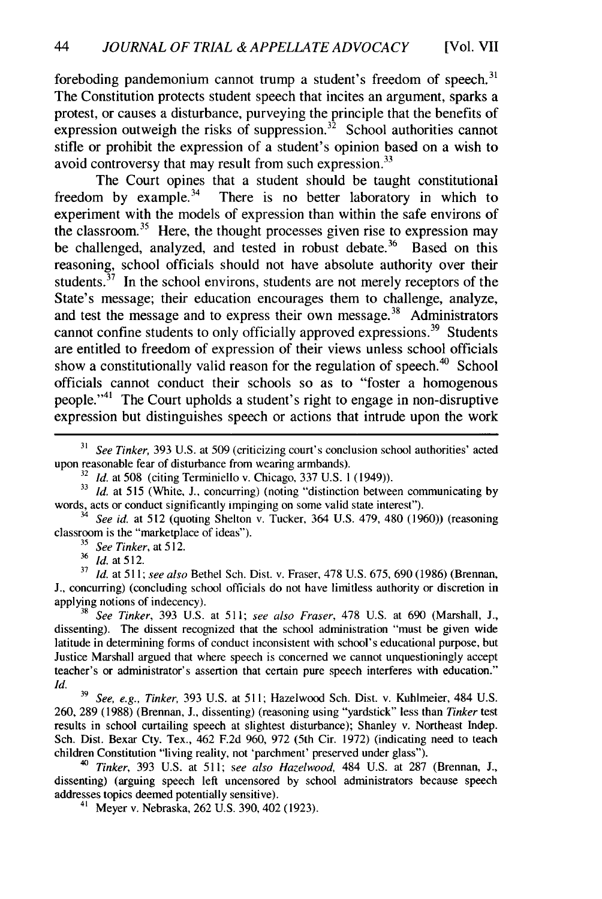foreboding pandemonium cannot trump a student's freedom of speech.[31] The Constitution protects student speech that incites an argument, sparks a protest, or causes a disturbance, purveying the principle that the benefits of expression outweigh the risks of suppression.[32] School authorities cannot stifle or prohibit the expression of a student's opinion based on a wish to avoid controversy that may result from such expression.[33]

The Court opines that a student should be taught constitutional freedom by example.[34] There is no better laboratory in which to experiment with the models of expression than within the safe environs of the classroom.[35] Here, the thought processes given rise to expression may be challenged, analyzed, and tested in robust debate.[36] Based on this reasoning, school officials should not have absolute authority over their students.[37] In the school environs, students are not merely receptors of the State's message; their education encourages them to challenge, analyze, and test the message and to express their own message.[38] Administrators cannot confine students to only officially approved expressions.[39] Students are entitled to freedom of expression of their views unless school officials show a constitutionally valid reason for the regulation of speech.[40] School officials cannot conduct their schools so as to "foster a homogenous people."[41] The Court upholds a student's right to engage in non-disruptive expression but distinguishes speech or actions that intrude upon the work

---

[31] *See Tinker*, 393 U.S. at 509 (criticizing court's conclusion school authorities' acted upon reasonable fear of disturbance from wearing armbands).

[32] *Id.* at 508 (citing Terminiello v. Chicago, 337 U.S. 1 (1949)).

[33] *Id.* at 515 (White, J., concurring) (noting "distinction between communicating by words, acts or conduct significantly impinging on some valid state interest").

[34] *See id.* at 512 (quoting Shelton v. Tucker, 364 U.S. 479, 480 (1960)) (reasoning classroom is the "marketplace of ideas").

[35] *See Tinker*, at 512.

[36] *Id.* at 512.

[37] *Id.* at 511; *see also* Bethel Sch. Dist. v. Fraser, 478 U.S. 675, 690 (1986) (Brennan, J., concurring) (concluding school officials do not have limitless authority or discretion in applying notions of indecency).

[38] *See Tinker*, 393 U.S. at 511; *see also Fraser*, 478 U.S. at 690 (Marshall, J., dissenting). The dissent recognized that the school administration "must be given wide latitude in determining forms of conduct inconsistent with school's educational purpose, but Justice Marshall argued that where speech is concerned we cannot unquestioningly accept teacher's or administrator's assertion that certain pure speech interferes with education." *Id.*

[39] *See, e.g., Tinker*, 393 U.S. at 511; Hazelwood Sch. Dist. v. Kuhlmeier, 484 U.S. 260, 289 (1988) (Brennan, J., dissenting) (reasoning using "yardstick" less than *Tinker* test results in school curtailing speech at slightest disturbance); Shanley v. Northeast Indep. Sch. Dist. Bexar Cty. Tex., 462 F.2d 960, 972 (5th Cir. 1972) (indicating need to teach children Constitution "living reality, not 'parchment' preserved under glass").

[40] *Tinker*, 393 U.S. at 511; *see also Hazelwood*, 484 U.S. at 287 (Brennan, J., dissenting) (arguing speech left uncensored by school administrators because speech addresses topics deemed potentially sensitive).

[41] Meyer v. Nebraska, 262 U.S. 390, 402 (1923).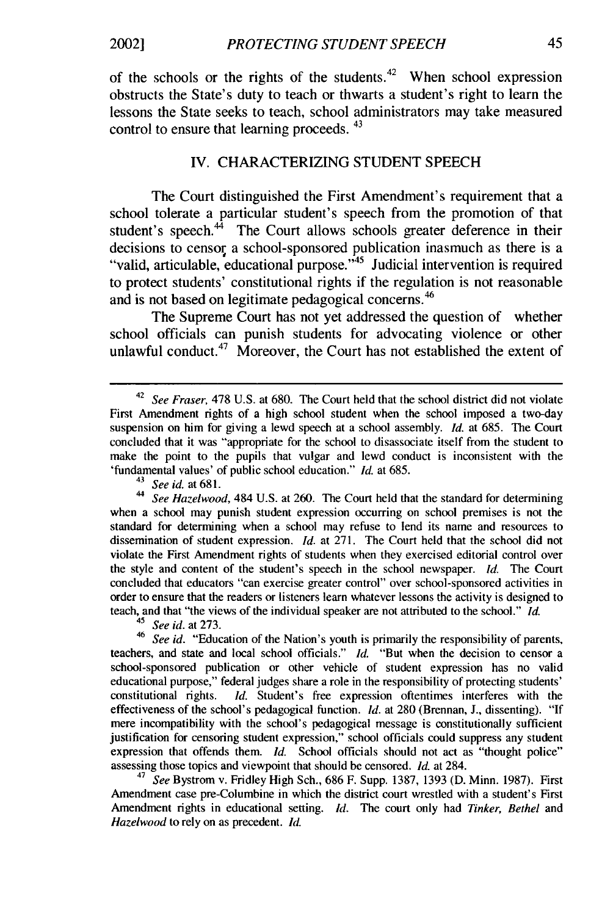of the schools or the rights of the students.[42] When school expression obstructs the State's duty to teach or thwarts a student's right to learn the lessons the State seeks to teach, school administrators may take measured control to ensure that learning proceeds.[43]

## IV. CHARACTERIZING STUDENT SPEECH

The Court distinguished the First Amendment's requirement that a school tolerate a particular student's speech from the promotion of that student's speech.[44] The Court allows schools greater deference in their decisions to censor a school-sponsored publication inasmuch as there is a "valid, articulable, educational purpose."[45] Judicial intervention is required to protect students' constitutional rights if the regulation is not reasonable and is not based on legitimate pedagogical concerns.[46]

The Supreme Court has not yet addressed the question of whether school officials can punish students for advocating violence or other unlawful conduct.[47] Moreover, the Court has not established the extent of

---

[42] *See Fraser*, 478 U.S. at 680. The Court held that the school district did not violate First Amendment rights of a high school student when the school imposed a two-day suspension on him for giving a lewd speech at a school assembly. *Id.* at 685. The Court concluded that it was "appropriate for the school to disassociate itself from the student to make the point to the pupils that vulgar and lewd conduct is inconsistent with the 'fundamental values' of public school education." *Id.* at 685.

[43] *See id.* at 681.

[44] *See Hazelwood*, 484 U.S. at 260. The Court held that the standard for determining when a school may punish student expression occurring on school premises is not the standard for determining when a school may refuse to lend its name and resources to dissemination of student expression. *Id.* at 271. The Court held that the school did not violate the First Amendment rights of students when they exercised editorial control over the style and content of the student's speech in the school newspaper. *Id.* The Court concluded that educators "can exercise greater control" over school-sponsored activities in order to ensure that the readers or listeners learn whatever lessons the activity is designed to teach, and that "the views of the individual speaker are not attributed to the school." *Id.*

[45] *See id.* at 273.

[46] *See id.* "Education of the Nation's youth is primarily the responsibility of parents, teachers, and state and local school officials." *Id.* "But when the decision to censor a school-sponsored publication or other vehicle of student expression has no valid educational purpose," federal judges share a role in the responsibility of protecting students' constitutional rights. *Id.* Student's free expression oftentimes interferes with the effectiveness of the school's pedagogical function. *Id.* at 280 (Brennan, J., dissenting). "If mere incompatibility with the school's pedagogical message is constitutionally sufficient justification for censoring student expression," school officials could suppress any student expression that offends them. *Id.* School officials should not act as "thought police" assessing those topics and viewpoint that should be censored. *Id.* at 284.

[47] *See* Bystrom v. Fridley High Sch., 686 F. Supp. 1387, 1393 (D. Minn. 1987). First Amendment case pre-Columbine in which the district court wrestled with a student's First Amendment rights in educational setting. *Id.* The court only had *Tinker, Bethel* and *Hazelwood* to rely on as precedent. *Id.*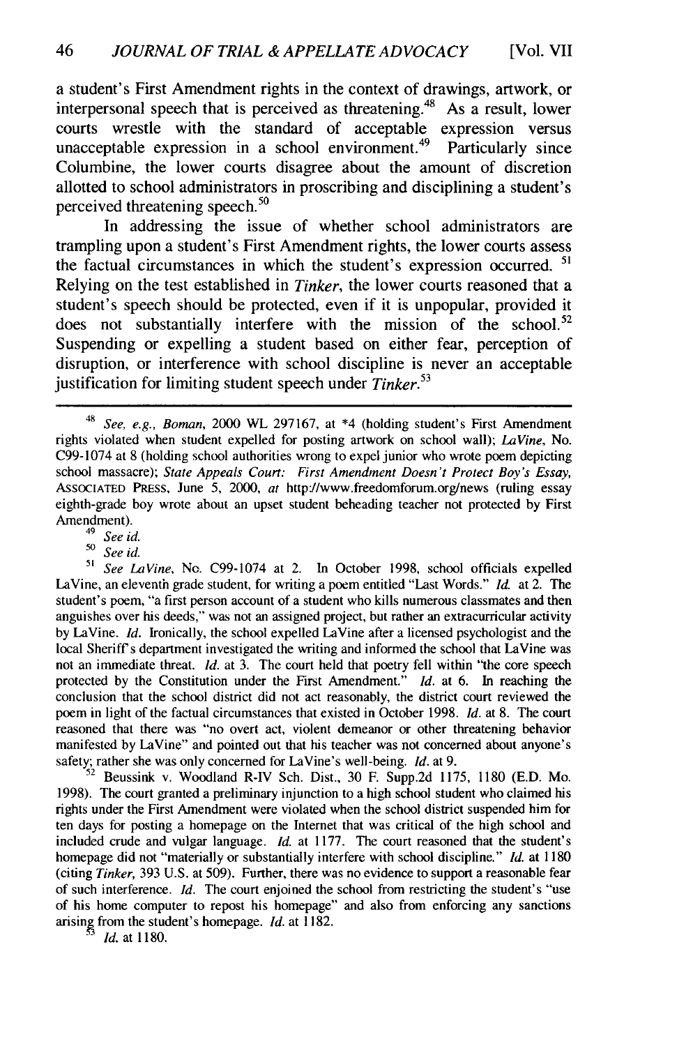a student's First Amendment rights in the context of drawings, artwork, or interpersonal speech that is perceived as threatening.[48] As a result, lower courts wrestle with the standard of acceptable expression versus unacceptable expression in a school environment.[49] Particularly since Columbine, the lower courts disagree about the amount of discretion allotted to school administrators in proscribing and disciplining a student's perceived threatening speech.[50]

In addressing the issue of whether school administrators are trampling upon a student's First Amendment rights, the lower courts assess the factual circumstances in which the student's expression occurred.[51] Relying on the test established in *Tinker*, the lower courts reasoned that a student's speech should be protected, even if it is unpopular, provided it does not substantially interfere with the mission of the school.[52] Suspending or expelling a student based on either fear, perception of disruption, or interference with school discipline is never an acceptable justification for limiting student speech under *Tinker*.[53]

---

[48] *See, e.g., Boman*, 2000 WL 297167, at *4 (holding student's First Amendment rights violated when student expelled for posting artwork on school wall); *LaVine*, No. C99-1074 at 8 (holding school authorities wrong to expel junior who wrote poem depicting school massacre); *State Appeals Court: First Amendment Doesn't Protect Boy's Essay*, ASSOCIATED PRESS, June 5, 2000, *at* http://www.freedomforum.org/news (ruling essay eighth-grade boy wrote about an upset student beheading teacher not protected by First Amendment).

[49] *See id.*

[50] *See id.*

[51] *See LaVine*, No. C99-1074 at 2. In October 1998, school officials expelled LaVine, an eleventh grade student, for writing a poem entitled "Last Words." *Id.* at 2. The student's poem, "a first person account of a student who kills numerous classmates and then anguishes over his deeds," was not an assigned project, but rather an extracurricular activity by LaVine. *Id.* Ironically, the school expelled LaVine after a licensed psychologist and the local Sheriff's department investigated the writing and informed the school that LaVine was not an immediate threat. *Id.* at 3. The court held that poetry fell within "the core speech protected by the Constitution under the First Amendment." *Id.* at 6. In reaching the conclusion that the school district did not act reasonably, the district court reviewed the poem in light of the factual circumstances that existed in October 1998. *Id.* at 8. The court reasoned that there was "no overt act, violent demeanor or other threatening behavior manifested by LaVine" and pointed out that his teacher was not concerned about anyone's safety; rather she was only concerned for LaVine's well-being. *Id.* at 9.

[52] Beussink v. Woodland R-IV Sch. Dist., 30 F. Supp.2d 1175, 1180 (E.D. Mo. 1998). The court granted a preliminary injunction to a high school student who claimed his rights under the First Amendment were violated when the school district suspended him for ten days for posting a homepage on the Internet that was critical of the high school and included crude and vulgar language. *Id.* at 1177. The court reasoned that the student's homepage did not "materially or substantially interfere with school discipline." *Id.* at 1180 (citing *Tinker*, 393 U.S. at 509). Further, there was no evidence to support a reasonable fear of such interference. *Id.* The court enjoined the school from restricting the student's "use of his home computer to repost his homepage" and also from enforcing any sanctions arising from the student's homepage. *Id.* at 1182.

[53] *Id.* at 1180.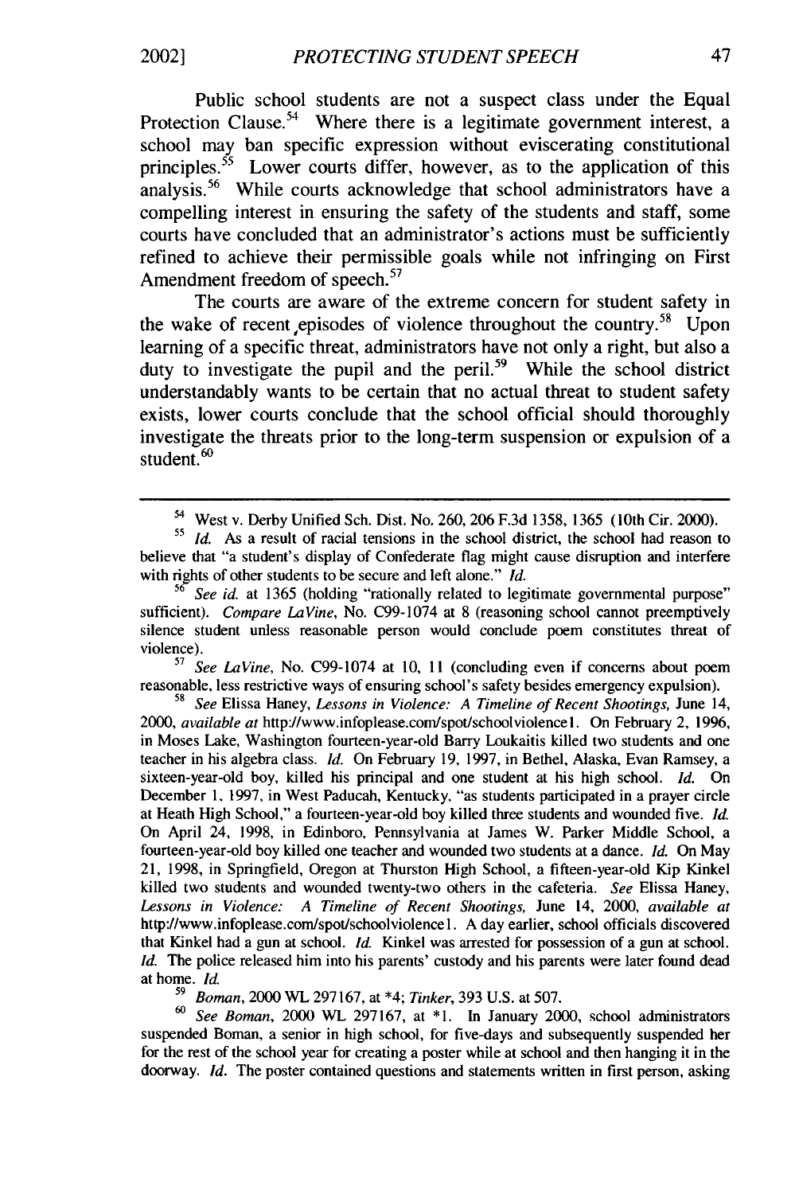Public school students are not a suspect class under the Equal Protection Clause.[54] Where there is a legitimate government interest, a school may ban specific expression without eviscerating constitutional principles.[55] Lower courts differ, however, as to the application of this analysis.[56] While courts acknowledge that school administrators have a compelling interest in ensuring the safety of the students and staff, some courts have concluded that an administrator's actions must be sufficiently refined to achieve their permissible goals while not infringing on First Amendment freedom of speech.[57]

The courts are aware of the extreme concern for student safety in the wake of recent episodes of violence throughout the country.[58] Upon learning of a specific threat, administrators have not only a right, but also a duty to investigate the pupil and the peril.[59] While the school district understandably wants to be certain that no actual threat to student safety exists, lower courts conclude that the school official should thoroughly investigate the threats prior to the long-term suspension or expulsion of a student.[60]

---

[54] West v. Derby Unified Sch. Dist. No. 260, 206 F.3d 1358, 1365 (10th Cir. 2000).

[55] *Id.* As a result of racial tensions in the school district, the school had reason to believe that "a student's display of Confederate flag might cause disruption and interfere with rights of other students to be secure and left alone." *Id.*

[56] *See id.* at 1365 (holding "rationally related to legitimate governmental purpose" sufficient). *Compare LaVine*, No. C99-1074 at 8 (reasoning school cannot preemptively silence student unless reasonable person would conclude poem constitutes threat of violence).

[57] *See LaVine*, No. C99-1074 at 10, 11 (concluding even if concerns about poem reasonable, less restrictive ways of ensuring school's safety besides emergency expulsion).

[58] *See* Elissa Haney, *Lessons in Violence: A Timeline of Recent Shootings*, June 14, 2000, *available at* http://www.infoplease.com/spot/schoolviolence1. On February 2, 1996, in Moses Lake, Washington fourteen-year-old Barry Loukaitis killed two students and one teacher in his algebra class. *Id.* On February 19, 1997, in Bethel, Alaska, Evan Ramsey, a sixteen-year-old boy, killed his principal and one student at his high school. *Id.* On December 1, 1997, in West Paducah, Kentucky, "as students participated in a prayer circle at Heath High School," a fourteen-year-old boy killed three students and wounded five. *Id.* On April 24, 1998, in Edinboro, Pennsylvania at James W. Parker Middle School, a fourteen-year-old boy killed one teacher and wounded two students at a dance. *Id.* On May 21, 1998, in Springfield, Oregon at Thurston High School, a fifteen-year-old Kip Kinkel killed two students and wounded twenty-two others in the cafeteria. *See* Elissa Haney, *Lessons in Violence: A Timeline of Recent Shootings*, June 14, 2000, *available at* http://www.infoplease.com/spot/schoolviolence1. A day earlier, school officials discovered that Kinkel had a gun at school. *Id.* Kinkel was arrested for possession of a gun at school. *Id.* The police released him into his parents' custody and his parents were later found dead at home. *Id.*

[59] *Boman*, 2000 WL 297167, at *4; *Tinker*, 393 U.S. at 507.

[60] *See Boman*, 2000 WL 297167, at *1. In January 2000, school administrators suspended Boman, a senior in high school, for five-days and subsequently suspended her for the rest of the school year for creating a poster while at school and then hanging it in the doorway. *Id.* The poster contained questions and statements written in first person, asking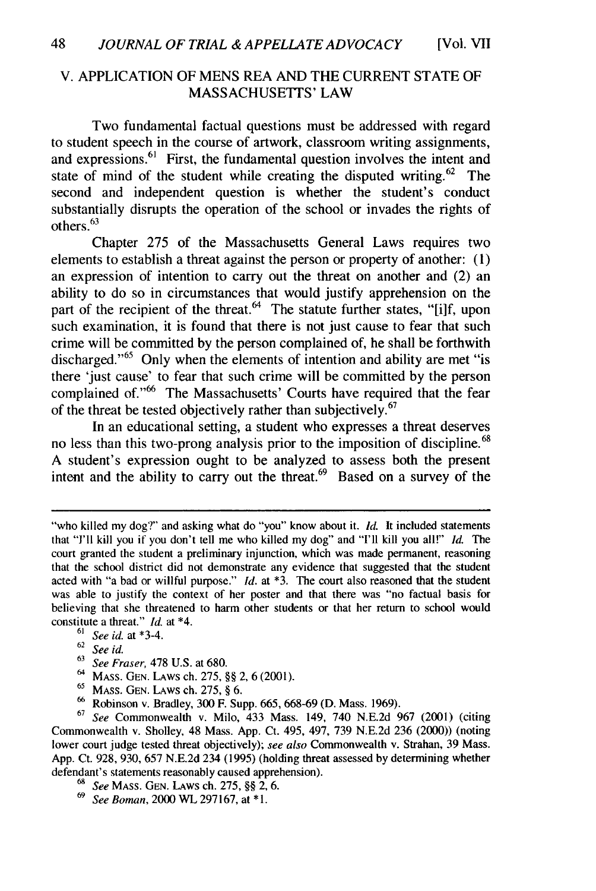## V. APPLICATION OF MENS REA AND THE CURRENT STATE OF MASSACHUSETTS' LAW

Two fundamental factual questions must be addressed with regard to student speech in the course of artwork, classroom writing assignments, and expressions.[61] First, the fundamental question involves the intent and state of mind of the student while creating the disputed writing.[62] The second and independent question is whether the student's conduct substantially disrupts the operation of the school or invades the rights of others.[63]

Chapter 275 of the Massachusetts General Laws requires two elements to establish a threat against the person or property of another: (1) an expression of intention to carry out the threat on another and (2) an ability to do so in circumstances that would justify apprehension on the part of the recipient of the threat.[64] The statute further states, "[i]f, upon such examination, it is found that there is not just cause to fear that such crime will be committed by the person complained of, he shall be forthwith discharged."[65] Only when the elements of intention and ability are met "is there 'just cause' to fear that such crime will be committed by the person complained of."[66] The Massachusetts' Courts have required that the fear of the threat be tested objectively rather than subjectively.[67]

In an educational setting, a student who expresses a threat deserves no less than this two-prong analysis prior to the imposition of discipline.[68] A student's expression ought to be analyzed to assess both the present intent and the ability to carry out the threat.[69] Based on a survey of the

---

"who killed my dog?" and asking what do "you" know about it. *Id.* It included statements that "I'll kill you if you don't tell me who killed my dog" and "I'll kill you all!" *Id.* The court granted the student a preliminary injunction, which was made permanent, reasoning that the school district did not demonstrate any evidence that suggested that the student acted with "a bad or willful purpose." *Id.* at *3. The court also reasoned that the student was able to justify the context of her poster and that there was "no factual basis for believing that she threatened to harm other students or that her return to school would constitute a threat." *Id.* at *4.

[61] *See id.* at *3-4.

[62] *See id.*

[63] *See Fraser*, 478 U.S. at 680.

[64] MASS. GEN. LAWS ch. 275, §§ 2, 6 (2001).

[65] MASS. GEN. LAWS ch. 275, § 6.

[66] Robinson v. Bradley, 300 F. Supp. 665, 668-69 (D. Mass. 1969).

[67] *See* Commonwealth v. Milo, 433 Mass. 149, 740 N.E.2d 967 (2001) (citing Commonwealth v. Sholley, 48 Mass. App. Ct. 495, 497, 739 N.E.2d 236 (2000)) (noting lower court judge tested threat objectively); *see also* Commonwealth v. Strahan, 39 Mass. App. Ct. 928, 930, 657 N.E.2d 234 (1995) (holding threat assessed by determining whether defendant's statements reasonably caused apprehension).

[68] *See* MASS. GEN. LAWS ch. 275, §§ 2, 6.

[69] *See Boman*, 2000 WL 297167, at *1.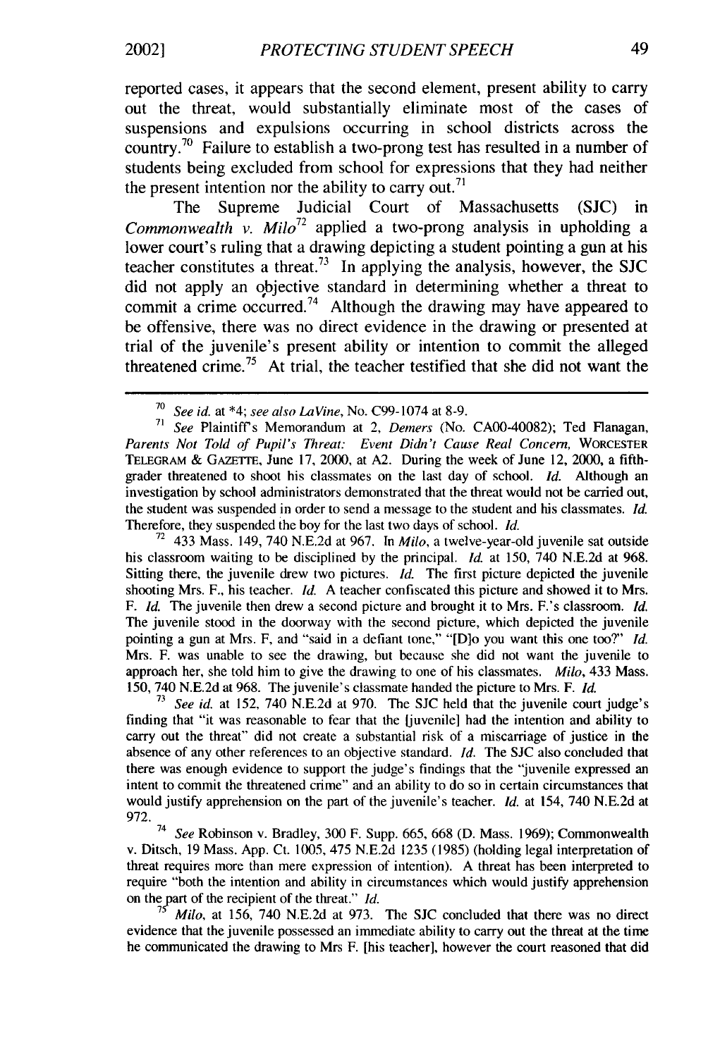reported cases, it appears that the second element, present ability to carry out the threat, would substantially eliminate most of the cases of suspensions and expulsions occurring in school districts across the country.[70] Failure to establish a two-prong test has resulted in a number of students being excluded from school for expressions that they had neither the present intention nor the ability to carry out.[71]

The Supreme Judicial Court of Massachusetts (SJC) in *Commonwealth v. Milo*[72] applied a two-prong analysis in upholding a lower court's ruling that a drawing depicting a student pointing a gun at his teacher constitutes a threat.[73] In applying the analysis, however, the SJC did not apply an objective standard in determining whether a threat to commit a crime occurred.[74] Although the drawing may have appeared to be offensive, there was no direct evidence in the drawing or presented at trial of the juvenile's present ability or intention to commit the alleged threatened crime.[75] At trial, the teacher testified that she did not want the

---

[70] *See id.* at *4; *see also LaVine*, No. C99-1074 at 8-9.

[71] *See* Plaintiff's Memorandum at 2, *Demers* (No. CA00-40082); Ted Flanagan, *Parents Not Told of Pupil's Threat: Event Didn't Cause Real Concern*, WORCESTER TELEGRAM & GAZETTE, June 17, 2000, at A2. During the week of June 12, 2000, a fifth-grader threatened to shoot his classmates on the last day of school. *Id.* Although an investigation by school administrators demonstrated that the threat would not be carried out, the student was suspended in order to send a message to the student and his classmates. *Id.* Therefore, they suspended the boy for the last two days of school. *Id.*

[72] 433 Mass. 149, 740 N.E.2d at 967. In *Milo*, a twelve-year-old juvenile sat outside his classroom waiting to be disciplined by the principal. *Id.* at 150, 740 N.E.2d at 968. Sitting there, the juvenile drew two pictures. *Id.* The first picture depicted the juvenile shooting Mrs. F., his teacher. *Id.* A teacher confiscated this picture and showed it to Mrs. F. *Id.* The juvenile then drew a second picture and brought it to Mrs. F.'s classroom. *Id.* The juvenile stood in the doorway with the second picture, which depicted the juvenile pointing a gun at Mrs. F, and "said in a defiant tone," "[D]o you want this one too?" *Id.* Mrs. F. was unable to see the drawing, but because she did not want the juvenile to approach her, she told him to give the drawing to one of his classmates. *Milo*, 433 Mass. 150, 740 N.E.2d at 968. The juvenile's classmate handed the picture to Mrs. F. *Id.*

[73] *See id.* at 152, 740 N.E.2d at 970. The SJC held that the juvenile court judge's finding that "it was reasonable to fear that the [juvenile] had the intention and ability to carry out the threat" did not create a substantial risk of a miscarriage of justice in the absence of any other references to an objective standard. *Id.* The SJC also concluded that there was enough evidence to support the judge's findings that the "juvenile expressed an intent to commit the threatened crime" and an ability to do so in certain circumstances that would justify apprehension on the part of the juvenile's teacher. *Id.* at 154, 740 N.E.2d at 972.

[74] *See* Robinson v. Bradley, 300 F. Supp. 665, 668 (D. Mass. 1969); Commonwealth v. Ditsch, 19 Mass. App. Ct. 1005, 475 N.E.2d 1235 (1985) (holding legal interpretation of threat requires more than mere expression of intention). A threat has been interpreted to require "both the intention and ability in circumstances which would justify apprehension on the part of the recipient of the threat." *Id.*

[75] *Milo*, at 156, 740 N.E.2d at 973. The SJC concluded that there was no direct evidence that the juvenile possessed an immediate ability to carry out the threat at the time he communicated the drawing to Mrs F. [his teacher], however the court reasoned that did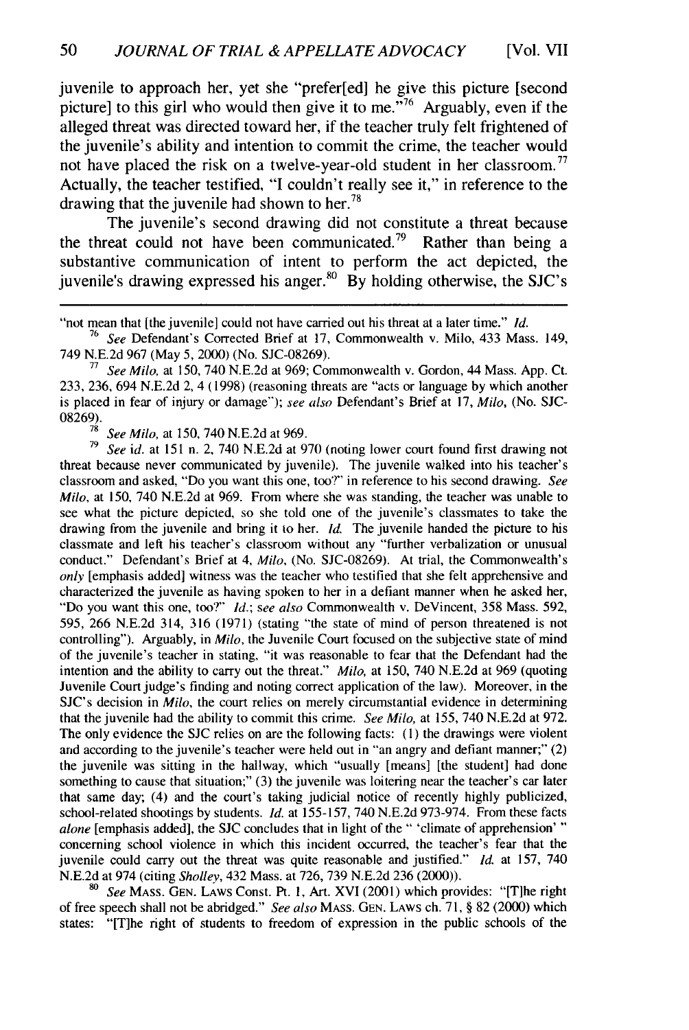juvenile to approach her, yet she "prefer[ed] he give this picture [second picture] to this girl who would then give it to me."[76] Arguably, even if the alleged threat was directed toward her, if the teacher truly felt frightened of the juvenile's ability and intention to commit the crime, the teacher would not have placed the risk on a twelve-year-old student in her classroom.[77] Actually, the teacher testified, "I couldn't really see it," in reference to the drawing that the juvenile had shown to her.[78]

The juvenile's second drawing did not constitute a threat because the threat could not have been communicated.[79] Rather than being a substantive communication of intent to perform the act depicted, the juvenile's drawing expressed his anger.[80] By holding otherwise, the SJC's

---

"not mean that [the juvenile] could not have carried out his threat at a later time." *Id.*

[76] *See* Defendant's Corrected Brief at 17, Commonwealth v. Milo, 433 Mass. 149, 749 N.E.2d 967 (May 5, 2000) (No. SJC-08269).

[77] *See Milo*, at 150, 740 N.E.2d at 969; Commonwealth v. Gordon, 44 Mass. App. Ct. 233, 236, 694 N.E.2d 2, 4 (1998) (reasoning threats are "acts or language by which another is placed in fear of injury or damage"); *see also* Defendant's Brief at 17, *Milo*, (No. SJC-08269).

[78] *See Milo*, at 150, 740 N.E.2d at 969.

[79] *See id.* at 151 n. 2, 740 N.E.2d at 970 (noting lower court found first drawing not threat because never communicated by juvenile). The juvenile walked into his teacher's classroom and asked, "Do you want this one, too?" in reference to his second drawing. *See Milo*, at 150, 740 N.E.2d at 969. From where she was standing, the teacher was unable to see what the picture depicted, so she told one of the juvenile's classmates to take the drawing from the juvenile and bring it to her. *Id.* The juvenile handed the picture to his classmate and left his teacher's classroom without any "further verbalization or unusual conduct." Defendant's Brief at 4, *Milo*, (No. SJC-08269). At trial, the Commonwealth's *only* [emphasis added] witness was the teacher who testified that she felt apprehensive and characterized the juvenile as having spoken to her in a defiant manner when he asked her, "Do you want this one, too?" *Id.*; *see also* Commonwealth v. DeVincent, 358 Mass. 592, 595, 266 N.E.2d 314, 316 (1971) (stating "the state of mind of person threatened is not controlling"). Arguably, in *Milo*, the Juvenile Court focused on the subjective state of mind of the juvenile's teacher in stating, "it was reasonable to fear that the Defendant had the intention and the ability to carry out the threat." *Milo*, at 150, 740 N.E.2d at 969 (quoting Juvenile Court judge's finding and noting correct application of the law). Moreover, in the SJC's decision in *Milo*, the court relies on merely circumstantial evidence in determining that the juvenile had the ability to commit this crime. *See Milo*, at 155, 740 N.E.2d at 972. The only evidence the SJC relies on are the following facts: (1) the drawings were violent and according to the juvenile's teacher were held out in "an angry and defiant manner;" (2) the juvenile was sitting in the hallway, which "usually [means] [the student] had done something to cause that situation;" (3) the juvenile was loitering near the teacher's car later that same day; (4) and the court's taking judicial notice of recently highly publicized, school-related shootings by students. *Id.* at 155-157, 740 N.E.2d 973-974. From these facts *alone* [emphasis added], the SJC concludes that in light of the " 'climate of apprehension' " concerning school violence in which this incident occurred, the teacher's fear that the juvenile could carry out the threat was quite reasonable and justified." *Id.* at 157, 740 N.E.2d at 974 (citing *Sholley*, 432 Mass. at 726, 739 N.E.2d 236 (2000)).

[80] *See* MASS. GEN. LAWS Const. Pt. 1, Art. XVI (2001) which provides: "[T]he right of free speech shall not be abridged." *See also* MASS. GEN. LAWS ch. 71, § 82 (2000) which states: "[T]he right of students to freedom of expression in the public schools of the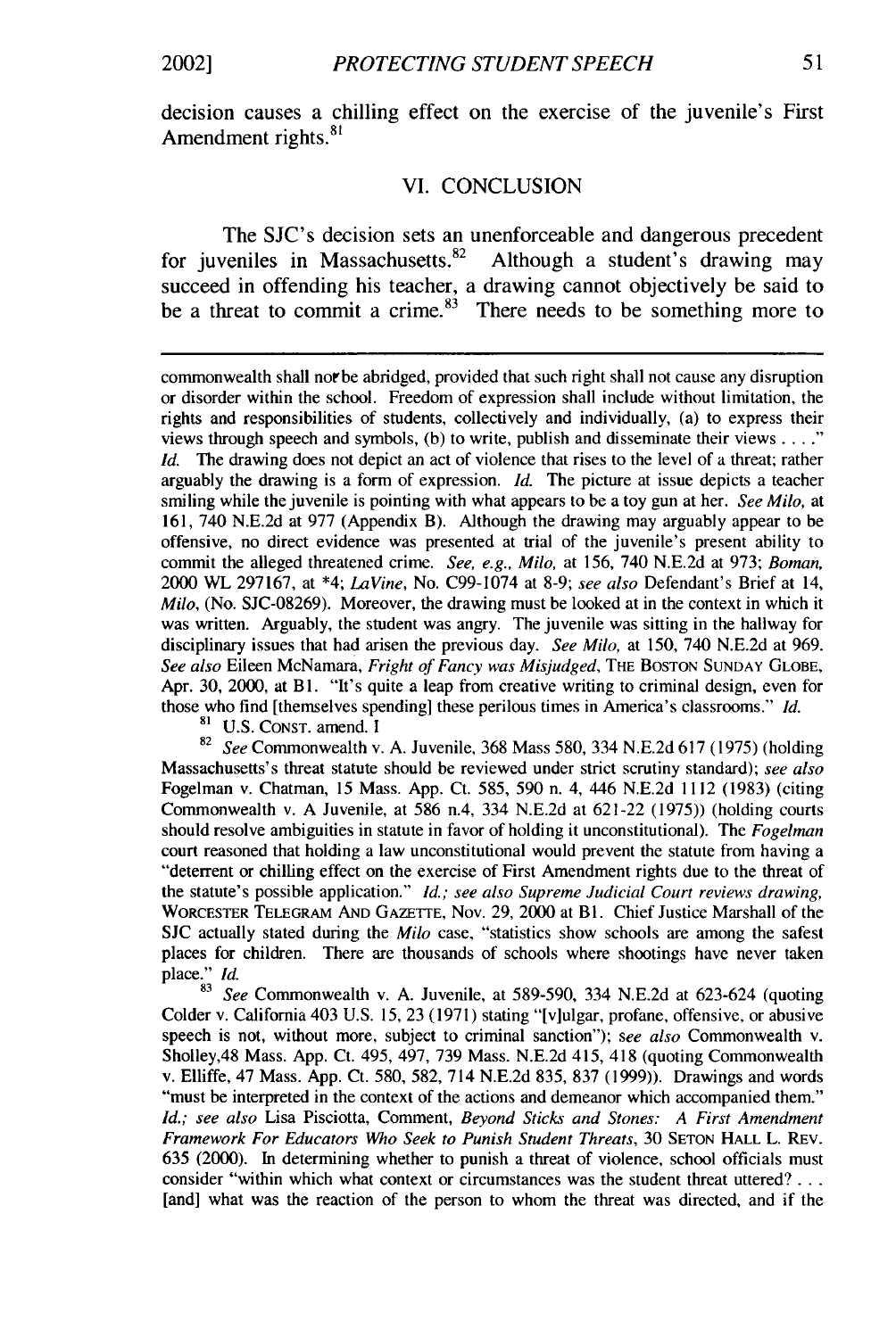decision causes a chilling effect on the exercise of the juvenile's First Amendment rights.[81]

## VI. CONCLUSION

The SJC's decision sets an unenforceable and dangerous precedent for juveniles in Massachusetts.[82] Although a student's drawing may succeed in offending his teacher, a drawing cannot objectively be said to be a threat to commit a crime.[83] There needs to be something more to

---

commonwealth shall nor be abridged, provided that such right shall not cause any disruption or disorder within the school. Freedom of expression shall include without limitation, the rights and responsibilities of students, collectively and individually, (a) to express their views through speech and symbols, (b) to write, publish and disseminate their views . . . ." *Id.* The drawing does not depict an act of violence that rises to the level of a threat; rather arguably the drawing is a form of expression. *Id.* The picture at issue depicts a teacher smiling while the juvenile is pointing with what appears to be a toy gun at her. *See Milo*, at 161, 740 N.E.2d at 977 (Appendix B). Although the drawing may arguably appear to be offensive, no direct evidence was presented at trial of the juvenile's present ability to commit the alleged threatened crime. *See, e.g., Milo*, at 156, 740 N.E.2d at 973; *Boman*, 2000 WL 297167, at *4; *LaVine*, No. C99-1074 at 8-9; *see also* Defendant's Brief at 14, *Milo*, (No. SJC-08269). Moreover, the drawing must be looked at in the context in which it was written. Arguably, the student was angry. The juvenile was sitting in the hallway for disciplinary issues that had arisen the previous day. *See Milo*, at 150, 740 N.E.2d at 969. *See also* Eileen McNamara, *Fright of Fancy was Misjudged*, THE BOSTON SUNDAY GLOBE, Apr. 30, 2000, at B1. "It's quite a leap from creative writing to criminal design, even for those who find [themselves spending] these perilous times in America's classrooms." *Id.*

[81] U.S. CONST. amend. I

[82] *See* Commonwealth v. A. Juvenile, 368 Mass 580, 334 N.E.2d 617 (1975) (holding Massachusetts's threat statute should be reviewed under strict scrutiny standard); *see also* Fogelman v. Chatman, 15 Mass. App. Ct. 585, 590 n. 4, 446 N.E.2d 1112 (1983) (citing Commonwealth v. A Juvenile, at 586 n.4, 334 N.E.2d at 621-22 (1975)) (holding courts should resolve ambiguities in statute in favor of holding it unconstitutional). The *Fogelman* court reasoned that holding a law unconstitutional would prevent the statute from having a "deterrent or chilling effect on the exercise of First Amendment rights due to the threat of the statute's possible application." *Id.*; *see also Supreme Judicial Court reviews drawing*, WORCESTER TELEGRAM AND GAZETTE, Nov. 29, 2000 at B1. Chief Justice Marshall of the SJC actually stated during the *Milo* case, "statistics show schools are among the safest places for children. There are thousands of schools where shootings have never taken place." *Id.*

[83] *See* Commonwealth v. A. Juvenile, at 589-590, 334 N.E.2d at 623-624 (quoting Colder v. California 403 U.S. 15, 23 (1971) stating "[v]ulgar, profane, offensive, or abusive speech is not, without more, subject to criminal sanction"); *see also* Commonwealth v. Sholley,48 Mass. App. Ct. 495, 497, 739 Mass. N.E.2d 415, 418 (quoting Commonwealth v. Elliffe, 47 Mass. App. Ct. 580, 582, 714 N.E.2d 835, 837 (1999)). Drawings and words "must be interpreted in the context of the actions and demeanor which accompanied them." *Id.*; *see also* Lisa Pisciotta, Comment, *Beyond Sticks and Stones: A First Amendment Framework For Educators Who Seek to Punish Student Threats*, 30 SETON HALL L. REV. 635 (2000). In determining whether to punish a threat of violence, school officials must consider "within which what context or circumstances was the student threat uttered? . . . [and] what was the reaction of the person to whom the threat was directed, and if the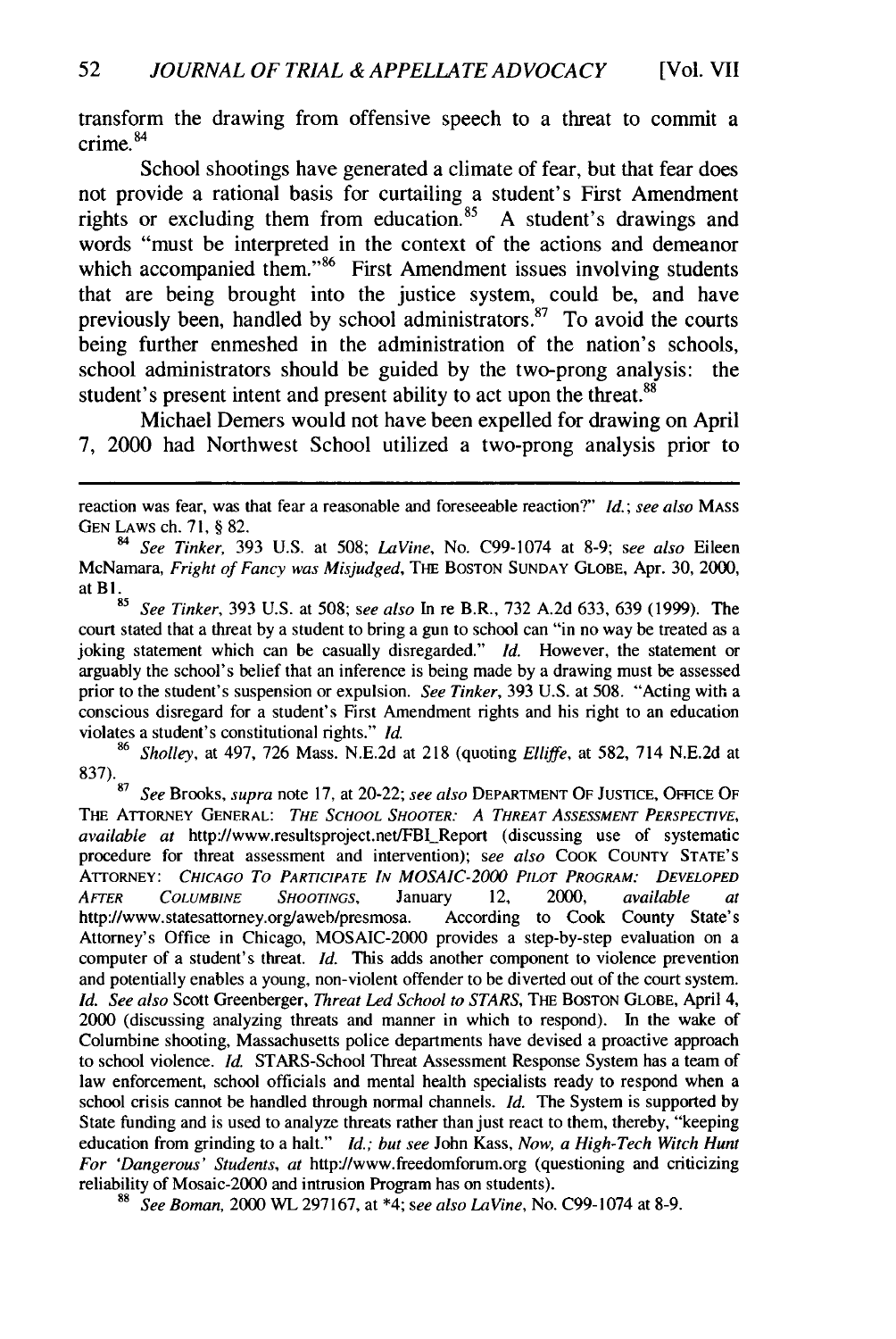transform the drawing from offensive speech to a threat to commit a crime.[84]

School shootings have generated a climate of fear, but that fear does not provide a rational basis for curtailing a student's First Amendment rights or excluding them from education.[85] A student's drawings and words "must be interpreted in the context of the actions and demeanor which accompanied them."[86] First Amendment issues involving students that are being brought into the justice system, could be, and have previously been, handled by school administrators.[87] To avoid the courts being further enmeshed in the administration of the nation's schools, school administrators should be guided by the two-prong analysis: the student's present intent and present ability to act upon the threat.[88]

Michael Demers would not have been expelled for drawing on April 7, 2000 had Northwest School utilized a two-prong analysis prior to

---

reaction was fear, was that fear a reasonable and foreseeable reaction?" *Id.*; *see also* MASS GEN LAWS ch. 71, § 82.

[84] *See Tinker*, 393 U.S. at 508; *LaVine*, No. C99-1074 at 8-9; *see also* Eileen McNamara, *Fright of Fancy was Misjudged*, THE BOSTON SUNDAY GLOBE, Apr. 30, 2000, at B1.

[85] *See Tinker*, 393 U.S. at 508; *see also* In re B.R., 732 A.2d 633, 639 (1999). The court stated that a threat by a student to bring a gun to school can "in no way be treated as a joking statement which can be casually disregarded." *Id.* However, the statement or arguably the school's belief that an inference is being made by a drawing must be assessed prior to the student's suspension or expulsion. *See Tinker*, 393 U.S. at 508. "Acting with a conscious disregard for a student's First Amendment rights and his right to an education violates a student's constitutional rights." *Id.*

[86] *Sholley*, at 497, 726 Mass. N.E.2d at 218 (quoting *Elliffe*, at 582, 714 N.E.2d at 837).

[87] *See* Brooks, *supra* note 17, at 20-22; *see also* DEPARTMENT OF JUSTICE, OFFICE OF THE ATTORNEY GENERAL: *THE SCHOOL SHOOTER: A THREAT ASSESSMENT PERSPECTIVE*, *available at* http://www.resultsproject.net/FBI_Report (discussing use of systematic procedure for threat assessment and intervention); *see also* COOK COUNTY STATE'S ATTORNEY: *CHICAGO TO PARTICIPATE IN MOSAIC-2000 PILOT PROGRAM: DEVELOPED AFTER COLUMBINE SHOOTINGS*, January 12, 2000, *available at* http://www.statesattorney.org/aweb/presmosa. According to Cook County State's Attorney's Office in Chicago, MOSAIC-2000 provides a step-by-step evaluation on a computer of a student's threat. *Id.* This adds another component to violence prevention and potentially enables a young, non-violent offender to be diverted out of the court system. *Id. See also* Scott Greenberger, *Threat Led School to STARS*, THE BOSTON GLOBE, April 4, 2000 (discussing analyzing threats and manner in which to respond). In the wake of Columbine shooting, Massachusetts police departments have devised a proactive approach to school violence. *Id.* STARS-School Threat Assessment Response System has a team of law enforcement, school officials and mental health specialists ready to respond when a school crisis cannot be handled through normal channels. *Id.* The System is supported by State funding and is used to analyze threats rather than just react to them, thereby, "keeping education from grinding to a halt." *Id.*; *but see* John Kass, *Now, a High-Tech Witch Hunt For 'Dangerous' Students*, *at* http://www.freedomforum.org (questioning and criticizing reliability of Mosaic-2000 and intrusion Program has on students).

[88] *See Boman*, 2000 WL 297167, at *4; *see also LaVine*, No. C99-1074 at 8-9.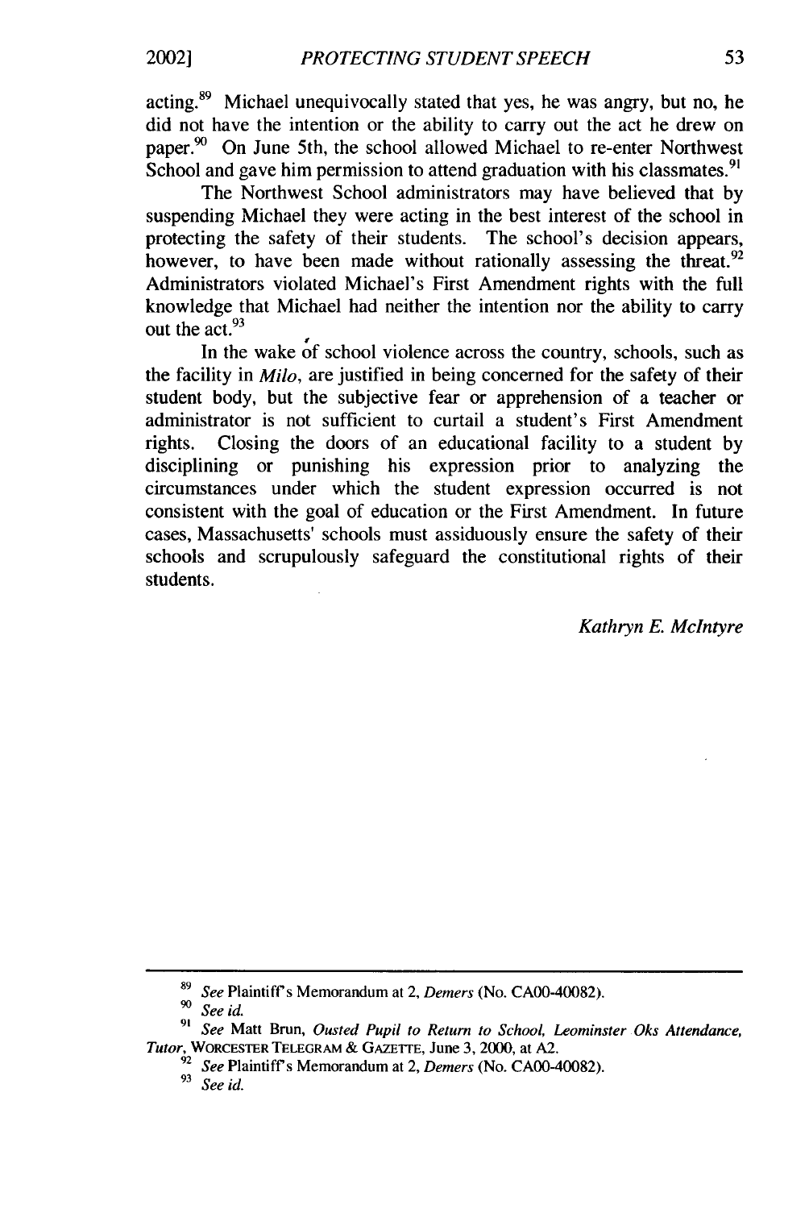acting.[89] Michael unequivocally stated that yes, he was angry, but no, he did not have the intention or the ability to carry out the act he drew on paper.[90] On June 5th, the school allowed Michael to re-enter Northwest School and gave him permission to attend graduation with his classmates.[91]

The Northwest School administrators may have believed that by suspending Michael they were acting in the best interest of the school in protecting the safety of their students. The school's decision appears, however, to have been made without rationally assessing the threat.[92] Administrators violated Michael's First Amendment rights with the full knowledge that Michael had neither the intention nor the ability to carry out the act.[93]

In the wake of school violence across the country, schools, such as the facility in *Milo*, are justified in being concerned for the safety of their student body, but the subjective fear or apprehension of a teacher or administrator is not sufficient to curtail a student's First Amendment rights. Closing the doors of an educational facility to a student by disciplining or punishing his expression prior to analyzing the circumstances under which the student expression occurred is not consistent with the goal of education or the First Amendment. In future cases, Massachusetts' schools must assiduously ensure the safety of their schools and scrupulously safeguard the constitutional rights of their students.

*Kathryn E. McIntyre*

---

[89] *See* Plaintiff's Memorandum at 2, *Demers* (No. CA00-40082).

[90] *See id.*

[91] *See* Matt Brun, *Ousted Pupil to Return to School, Leominster Oks Attendance, Tutor*, WORCESTER TELEGRAM & GAZETTE, June 3, 2000, at A2.

[92] *See* Plaintiff's Memorandum at 2, *Demers* (No. CA00-40082).

[93] *See id.*